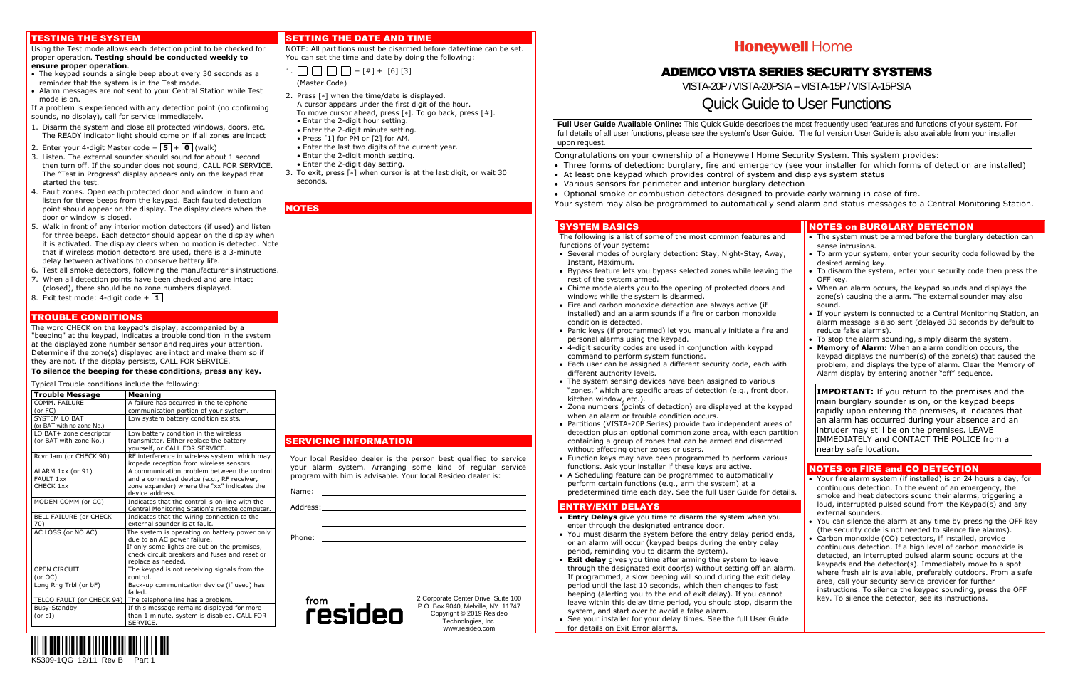## TESTING THE SYSTEM

Using the Test mode allows each detection point to be checked for proper operation. **Testing should be conducted weekly to ensure proper operation**.

- The keypad sounds a single beep about every 30 seconds as a reminder that the system is in the Test mode.
- Alarm messages are not sent to your Central Station while Test mode is on.

If a problem is experienced with any detection point (no confirming sounds, no display), call for service immediately.

1. Disarm the system and close all protected windows, doors, etc. The READY indicator light should come on if all zones are intact
2. Enter your 4-digit Master code + [5] + [0] (walk)
3. Listen. The external sounder should sound for about 1 second then turn off. If the sounder does not sound, CALL FOR SERVICE. The "Test in Progress" display appears only on the keypad that started the test.
4. Fault zones. Open each protected door and window in turn and listen for three beeps from the keypad. Each faulted detection point should appear on the display. The display clears when the door or window is closed.
5. Walk in front of any interior motion detectors (if used) and listen for three beeps. Each detector should appear on the display when it is activated. The display clears when no motion is detected. Note that if wireless motion detectors are used, there is a 3-minute delay between activations to conserve battery life.
6. Test all smoke detectors, following the manufacturer's instructions.
7. When all detection points have been checked and are intact (closed), there should be no zone numbers displayed.
8. Exit test mode: 4-digit code + [1]

## TROUBLE CONDITIONS

The word CHECK on the keypad's display, accompanied by a "beeping" at the keypad, indicates a trouble condition in the system at the displayed zone number sensor and requires your attention. Determine if the zone(s) displayed are intact and make them so if they are not. If the display persists, CALL FOR SERVICE.

**To silence the beeping for these conditions, press any key.**

Typical Trouble conditions include the following:

| Trouble Message | Meaning |
|---|---|
| COMM. FAILURE (or FC) | A failure has occurred in the telephone communication portion of your system. |
| SYSTEM LO BAT (or BAT with no zone No.) | Low system battery condition exists. |
| LO BAT+ zone descriptor (or BAT with zone No.) | Low battery condition in the wireless transmitter. Either replace the battery yourself, or CALL FOR SERVICE. |
| Rcvr Jam (or CHECK 90) | RF interference in wireless system which may impede reception from wireless sensors. |
| ALARM 1xx (or 91) FAULT 1xx CHECK 1xx | A communication problem between the control and a connected device (e.g., RF receiver, zone expander) where the "xx" indicates the device address. |
| MODEM COMM (or CC) | Indicates that the control is on-line with the Central Monitoring Station's remote computer. |
| BELL FAILURE (or CHECK 70) | Indicates that the wiring connection to the external sounder is at fault. |
| AC LOSS (or NO AC) | The system is operating on battery power only due to an AC power failure. If only some lights are out on the premises, check circuit breakers and fuses and reset or replace as needed. |
| OPEN CIRCUIT (or OC) | The keypad is not receiving signals from the control. |
| Long Rng Trbl (or bF) | Back-up communication device (if used) has failed. |
| TELCO FAULT (or CHECK 94) | The telephone line has a problem. |
| Busy-Standby (or dI) | If this message remains displayed for more than 1 minute, system is disabled. CALL FOR SERVICE. |

K5309-1QG 12/11 Rev B Part 1

## SETTING THE DATE AND TIME

NOTE: All partitions must be disarmed before date/time can be set. You can set the time and date by doing the following:

1. [ ] [ ] [ ] [ ] + [#] + [6] [3]
   (Master Code)
2. Press [∗] when the time/date is displayed.
   A cursor appears under the first digit of the hour.
   To move cursor ahead, press [∗]. To go back, press [#].
   - Enter the 2-digit hour setting.
   - Enter the 2-digit minute setting.
   - Press [1] for PM or [2] for AM.
   - Enter the last two digits of the current year.
   - Enter the 2-digit month setting.
   - Enter the 2-digit day setting.
3. To exit, press [∗] when cursor is at the last digit, or wait 30 seconds.

## NOTES

## SERVICING INFORMATION

Your local Resideo dealer is the person best qualified to service your alarm system. Arranging some kind of regular service program with him is advisable. Your local Resideo dealer is:

Name: ____________________

Address: ____________________

____________________

Phone: ____________________

from resideo

2 Corporate Center Drive, Suite 100
P.O. Box 9040, Melville, NY 11747
Copyright © 2019 Resideo Technologies, Inc.
www.resideo.com

# Honeywell Home

# ADEMCO VISTA SERIES SECURITY SYSTEMS

VISTA-20P / VISTA-20PSIA – VISTA-15P / VISTA-15PSIA

# Quick Guide to User Functions

**Full User Guide Available Online:** This Quick Guide describes the most frequently used features and functions of your system. For full details of all user functions, please see the system's User Guide. The full version User Guide is also available from your installer upon request.

Congratulations on your ownership of a Honeywell Home Security System. This system provides:

- Three forms of detection: burglary, fire and emergency (see your installer for which forms of detection are installed)
- At least one keypad which provides control of system and displays system status
- Various sensors for perimeter and interior burglary detection
- Optional smoke or combustion detectors designed to provide early warning in case of fire.

Your system may also be programmed to automatically send alarm and status messages to a Central Monitoring Station.

## SYSTEM BASICS

The following is a list of some of the most common features and functions of your system:

- Several modes of burglary detection: Stay, Night-Stay, Away, Instant, Maximum.
- Bypass feature lets you bypass selected zones while leaving the rest of the system armed.
- Chime mode alerts you to the opening of protected doors and windows while the system is disarmed.
- Fire and carbon monoxide detection are always active (if installed) and an alarm sounds if a fire or carbon monoxide condition is detected.
- Panic keys (if programmed) let you manually initiate a fire and personal alarms using the keypad.
- 4-digit security codes are used in conjunction with keypad command to perform system functions.
- Each user can be assigned a different security code, each with different authority levels.
- The system sensing devices have been assigned to various "zones," which are specific areas of detection (e.g., front door, kitchen window, etc.).
- Zone numbers (points of detection) are displayed at the keypad when an alarm or trouble condition occurs.
- Partitions (VISTA-20P Series) provide two independent areas of detection plus an optional common zone area, with each partition containing a group of zones that can be armed and disarmed without affecting other zones or users.
- Function keys may have been programmed to perform various functions. Ask your installer if these keys are active.
- A Scheduling feature can be programmed to automatically perform certain functions (e.g., arm the system) at a predetermined time each day. See the full User Guide for details.

## ENTRY/EXIT DELAYS

- **Entry Delays** give you time to disarm the system when you enter through the designated entrance door.
- You must disarm the system before the entry delay period ends, or an alarm will occur (keypad beeps during the entry delay period, reminding you to disarm the system).
- **Exit delay** gives you time after arming the system to leave through the designated exit door(s) without setting off an alarm. If programmed, a slow beeping will sound during the exit delay period until the last 10 seconds, which then changes to fast beeping (alerting you to the end of exit delay). If you cannot leave within this delay time period, you should stop, disarm the system, and start over to avoid a false alarm.
- See your installer for your delay times. See the full User Guide for details on Exit Error alarms.

## NOTES on BURGLARY DETECTION

- The system must be armed before the burglary detection can sense intrusions.
- To arm your system, enter your security code followed by the desired arming key.
- To disarm the system, enter your security code then press the OFF key.
- When an alarm occurs, the keypad sounds and displays the zone(s) causing the alarm. The external sounder may also sound.
- If your system is connected to a Central Monitoring Station, an alarm message is also sent (delayed 30 seconds by default to reduce false alarms).
- To stop the alarm sounding, simply disarm the system.
- **Memory of Alarm:** When an alarm condition occurs, the keypad displays the number(s) of the zone(s) that caused the problem, and displays the type of alarm. Clear the Memory of Alarm display by entering another "off" sequence.

**IMPORTANT:** If you return to the premises and the main burglary sounder is on, or the keypad beeps rapidly upon entering the premises, it indicates that an alarm has occurred during your absence and an intruder may still be on the premises. LEAVE IMMEDIATELY and CONTACT THE POLICE from a nearby safe location.

## NOTES on FIRE and CO DETECTION

- Your fire alarm system (if installed) is on 24 hours a day, for continuous detection. In the event of an emergency, the smoke and heat detectors sound their alarms, triggering a loud, interrupted pulsed sound from the Keypad(s) and any external sounders.
- You can silence the alarm at any time by pressing the OFF key (the security code is not needed to silence fire alarms).
- Carbon monoxide (CO) detectors, if installed, provide continuous detection. If a high level of carbon monoxide is detected, an interrupted pulsed alarm sound occurs at the keypads and the detector(s). Immediately move to a spot where fresh air is available, preferably outdoors. From a safe area, call your security service provider for further instructions. To silence the keypad sounding, press the OFF key. To silence the detector, see its instructions.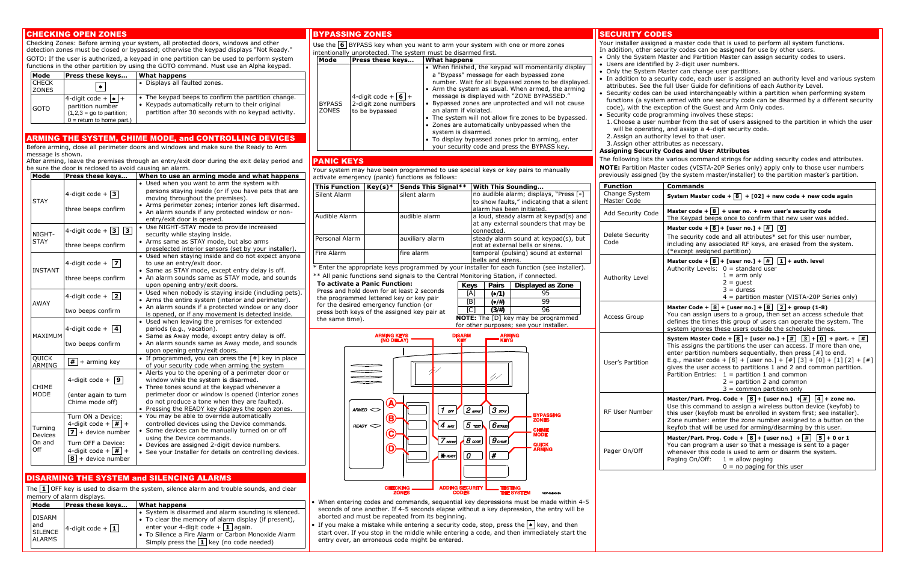## CHECKING OPEN ZONES

Checking Zones: Before arming your system, all protected doors, windows and other detection zones must be closed or bypassed; otherwise the keypad displays "Not Ready."

GOTO: If the user is authorized, a keypad in one partition can be used to perform system functions in the other partition by using the GOTO command. Must use an Alpha keypad.

| Mode | Press these keys... | What happens |
|---|---|---|
| CHECK ZONES | * | • Displays all faulted zones. |
| GOTO | 4-digit code + * + partition number (1,2,3 = go to partition; 0 = return to home part.) | • The keypad beeps to confirm the partition change. • Keypads automatically return to their original partition after 30 seconds with no keypad activity. |

## ARMING THE SYSTEM, CHIME MODE, and CONTROLLING DEVICES

Before arming, close all perimeter doors and windows and make sure the Ready to Arm message is shown.

After arming, leave the premises through an entry/exit door during the exit delay period and be sure the door is reclosed to avoid causing an alarm.

| Mode | Press these keys... | When to use an arming mode and what happens |
|---|---|---|
| STAY | 4-digit code + 3 three beeps confirm | • Used when you want to arm the system with persons staying inside (or if you have pets that are moving throughout the premises). • Arms perimeter zones; interior zones left disarmed. • An alarm sounds if any protected window or non-entry/exit door is opened. |
| NIGHT-STAY | 4-digit code + 3 3 three beeps confirm | • Use NIGHT-STAY mode to provide increased security while staying inside. • Arms same as STAY mode, but also arms preselected interior sensors (set by your installer). |
| INSTANT | 4-digit code + 7 three beeps confirm | • Used when staying inside and do not expect anyone to use an entry/exit door. • Same as STAY mode, except entry delay is off. • An alarm sounds same as STAY mode, and sounds upon opening entry/exit doors. |
| AWAY | 4-digit code + 2 two beeps confirm | • Used when nobody is staying inside (including pets). • Arms the entire system (interior and perimeter). • An alarm sounds if a protected window or any door is opened, or if any movement is detected inside. |
| MAXIMUM | 4-digit code + 4 two beeps confirm | • Used when leaving the premises for extended periods (e.g., vacation). • Same as Away mode, except entry delay is off. • An alarm sounds same as Away mode, and sounds upon opening entry/exit doors. |
| QUICK ARMING | # + arming key | • If programmed, you can press the [#] key in place of your security code when arming the system |
| CHIME MODE | 4-digit code + 9 (enter again to turn Chime mode off) | • Alerts you to the opening of a perimeter door or window while the system is disarmed. • Three tones sound at the keypad whenever a perimeter door or window is opened (interior zones do not produce a tone when they are faulted). • Pressing the READY key displays the open zones. |
| Turning Devices On and Off | Turn ON a Device: 4-digit code + # + 7 + device number Turn OFF a Device: 4-digit code + # + 8 + device number | • You may be able to override automatically controlled devices using the Device commands. • Some devices can be manually turned on or off using the Device commands. • Devices are assigned 2-digit device numbers. • See your Installer for details on controlling devices. |

## DISARMING THE SYSTEM and SILENCING ALARMS

The 1 OFF key is used to disarm the system, silence alarm and trouble sounds, and clear memory of alarm displays.

| Mode | Press these keys... | What happens |
|---|---|---|
| DISARM and SILENCE ALARMS | 4-digit code + 1 | • System is disarmed and alarm sounding is silenced. • To clear the memory of alarm display (if present), enter your 4-digit code + 1 again. • To Silence a Fire Alarm or Carbon Monoxide Alarm Simply press the 1 key (no code needed) |

## BYPASSING ZONES

Use the 6 BYPASS key when you want to arm your system with one or more zones intentionally unprotected. The system must be disarmed first.

| Mode | Press these keys... | What happens |
|---|---|---|
| BYPASS ZONES | 4-digit code + 6 + 2-digit zone numbers to be bypassed | • When finished, the keypad will momentarily display a "Bypass" message for each bypassed zone number. Wait for all bypassed zones to be displayed. • Arm the system as usual. When armed, the arming message is displayed with "ZONE BYPASSED." • Bypassed zones are unprotected and will not cause an alarm if violated. • The system will not allow fire zones to be bypassed. • Zones are automatically unbypassed when the system is disarmed. • To display bypassed zones prior to arming, enter your security code and press the BYPASS key. |

## PANIC KEYS

Your system may have been programmed to use special keys or key pairs to manually activate emergency (panic) functions as follows:

| The Function | Key(s)* | Sends This Signal** | With This Sounding... |
|---|---|---|---|
| Silent Alarm | | silent alarm | no audible alarm; displays, "Press [*] to show faults," indicating that a silent alarm has been initiated. |
| Audible Alarm | | audible alarm | a loud, steady alarm at keypad(s) and at any external sounders that may be connected. |
| Personal Alarm | | auxiliary alarm | steady alarm sound at keypad(s), but not at external bells or sirens. |
| Fire Alarm | | fire alarm | temporal (pulsing) sound at external bells and sirens. |

\* Enter the appropriate keys programmed by your installer for each function (see installer).

** All panic functions send signals to the Central Monitoring Station, if connected.

**To activate a Panic Function:**
Press and hold down for at least 2 seconds the programmed lettered key or key pair for the desired emergency function (or press both keys of the assigned key pair at the same time).

| Keys | Pairs | Displayed as Zone |
|---|---|---|
| [A] | (*/1) | 95 |
| [B] | (*/#) | 99 |
| [C] | (3/#) | 96 |

**NOTE:** The [D] key may be programmed for other purposes; see your installer.

ARMING KEYS (NO DELAY)
DISARM KEY
ARMING KEYS
ARMED
READY
A
B
C
D
1 OFF
2 AWAY
3 STAY
4 MAX
5 TEST
6 BYPASS
7 INSTANT
8 CODE
9 CHIME
* READY
0
#
BYPASSING ZONES
CHIME MODE
QUICK ARMING
CHECKING ZONES
ADDING SECURITY CODES
TESTING THE SYSTEM

- When entering codes and commands, sequential key depressions must be made within 4-5 seconds of one another. If 4-5 seconds elapse without a key depression, the entry will be aborted and must be repeated from its beginning.
- If you make a mistake while entering a security code, stop, press the * key, and then start over. If you stop in the middle while entering a code, and then immediately start the entry over, an erroneous code might be entered.

## SECURITY CODES

Your installer assigned a master code that is used to perform all system functions. In addition, other security codes can be assigned for use by other users.

- Only the System Master and Partition Master can assign security codes to users.
- Users are identified by 2-digit user numbers.
- Only the System Master can change user partitions.
- In addition to a security code, each user is assigned an authority level and various system attributes. See the full User Guide for definitions of each Authority Level.
- Security codes can be used interchangeably within a partition when performing system functions (a system armed with one security code can be disarmed by a different security code), with the exception of the Guest and Arm Only codes.
- Security code programming involves these steps:
  1. Choose a user number from the set of users assigned to the partition in which the user will be operating, and assign a 4-digit security code.
  2. Assign an authority level to that user.
  3. Assign other attributes as necessary.

**Assigning Security Codes and User Attributes**

The following lists the various command strings for adding security codes and attributes.

**NOTE:** Partition Master codes (VISTA-20P Series only) apply only to those user numbers previously assigned (by the system master/installer) to the partition master's partition.

| Function | Commands |
|---|---|
| Change System Master Code | **System Master code + 8 + [02] + new code + new code again** |
| Add Security Code | **Master code + 8 + user no. + new user's security code** The Keypad beeps once to confirm that new user was added. |
| Delete Security Code | **Master code + 8 + [user no.] + # + 0** The security code and all attributes* set for this user number, including any associated RF keys, are erased from the system. (*except assigned partition) |
| Authority Level | **Master code + 8 + [user no.] + # + 1 + auth. level** Authority Levels: 0 = standard user; 1 = arm only; 2 = guest; 3 = duress; 4 = partition master (VISTA-20P Series only) |
| Access Group | **Master Code + 8 + [user no.] + 8 + 2 + group (1-8)** You can assign users to a group, then set an access schedule that defines the times this group of users can operate the system. The system ignores these users outside the scheduled times. |
| User's Partition | **System Master Code + 8 + [user no.] + # + 3 + 0 + part. + #** This assigns the partitions the user can access. If more than one, enter partition numbers sequentially, then press [#] to end. E.g., master code + [8] + [user no.] + [#] [3] + [0] + [1] [2] + [#] gives the user access to partitions 1 and 2 and common partition. Partition Entries: 1 = partition 1 and common; 2 = partition 2 and common; 3 = common partition only |
| RF User Number | **Master/Part. Prog. Code + 8 + [user no.] + # + 4 + zone no.** Use this command to assign a wireless button device (keyfob) to this user (keyfob must be enrolled in system first; see installer). Zone number: enter the zone number assigned to a button on the keyfob that will be used for arming/disarming by this user. |
| Pager On/Off | **Master/Part. Prog. Code + 8 + [user no.] + # + 5 + 0 or 1** You can program a user so that a message is sent to a pager whenever this code is used to arm or disarm the system. Paging On/Off: 1 = allow paging; 0 = no paging for this user |